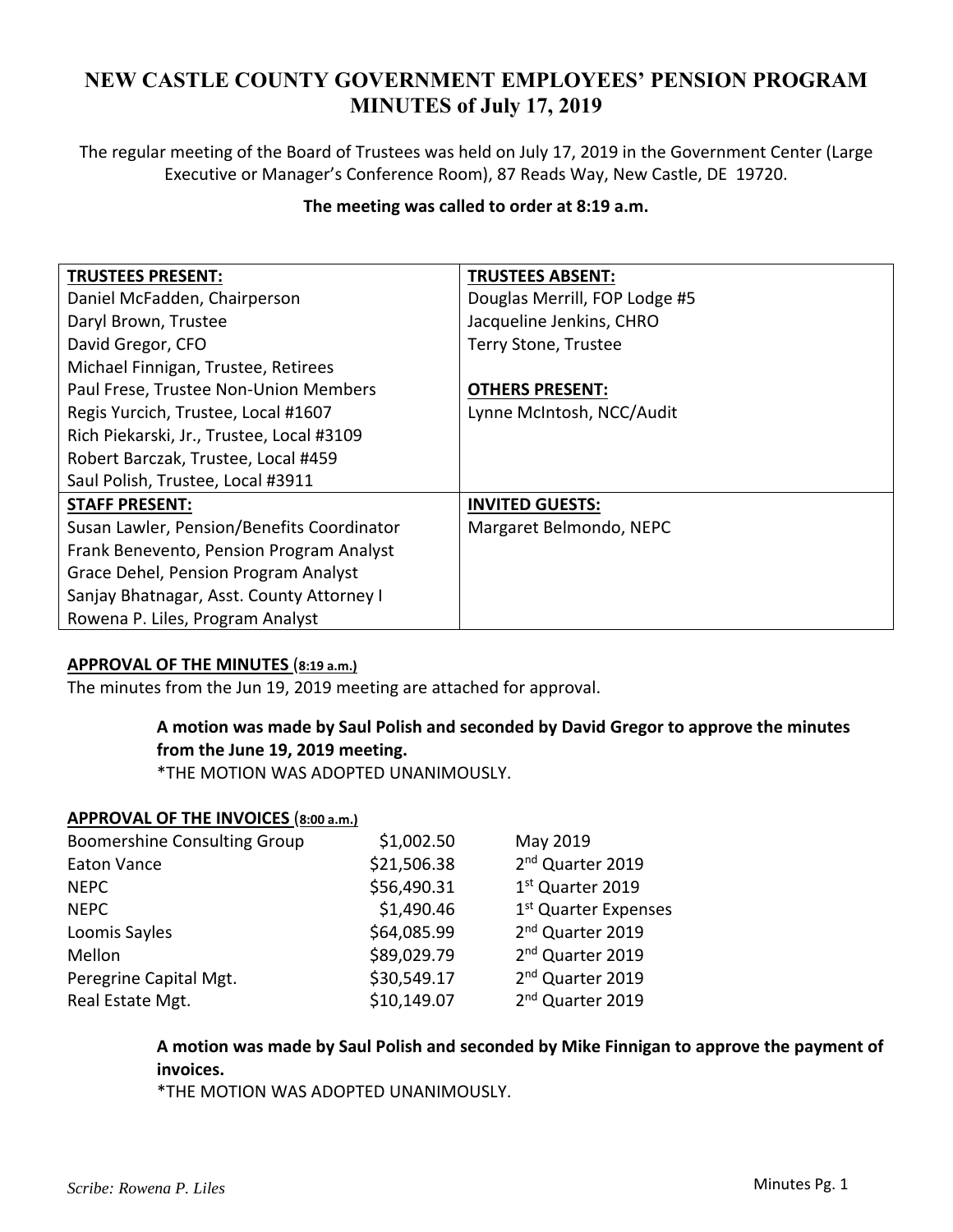# NEW CASTLE COUNTY GOVERNMENT EMPLOYEES' PENSION PROGRAM MINUTES of July 17, 2019

The regular meeting of the Board of Trustees was held on July 17, 2019 in the Government Center (Large Executive or Manager's Conference Room), 87 Reads Way, New Castle, DE 19720.

**The meeting was called to order at 8:19 a.m.**

| **TRUSTEES PRESENT:** | **TRUSTEES ABSENT:** |
|---|---|
| Daniel McFadden, Chairperson | Douglas Merrill, FOP Lodge #5 |
| Daryl Brown, Trustee | Jacqueline Jenkins, CHRO |
| David Gregor, CFO | Terry Stone, Trustee |
| Michael Finnigan, Trustee, Retirees | |
| Paul Frese, Trustee Non-Union Members | **OTHERS PRESENT:** |
| Regis Yurcich, Trustee, Local #1607 | Lynne McIntosh, NCC/Audit |
| Rich Piekarski, Jr., Trustee, Local #3109 | |
| Robert Barczak, Trustee, Local #459 | |
| Saul Polish, Trustee, Local #3911 | |
| **STAFF PRESENT:** | **INVITED GUESTS:** |
| Susan Lawler, Pension/Benefits Coordinator | Margaret Belmondo, NEPC |
| Frank Benevento, Pension Program Analyst | |
| Grace Dehel, Pension Program Analyst | |
| Sanjay Bhatnagar, Asst. County Attorney I | |
| Rowena P. Liles, Program Analyst | |

**APPROVAL OF THE MINUTES (8:19 a.m.)**

The minutes from the Jun 19, 2019 meeting are attached for approval.

> **A motion was made by Saul Polish and seconded by David Gregor to approve the minutes from the June 19, 2019 meeting.**
> *THE MOTION WAS ADOPTED UNANIMOUSLY.

**APPROVAL OF THE INVOICES (8:00 a.m.)**

| | | |
|---|---|---|
| Boomershine Consulting Group | $1,002.50 | May 2019 |
| Eaton Vance | $21,506.38 | 2nd Quarter 2019 |
| NEPC | $56,490.31 | 1st Quarter 2019 |
| NEPC | $1,490.46 | 1st Quarter Expenses |
| Loomis Sayles | $64,085.99 | 2nd Quarter 2019 |
| Mellon | $89,029.79 | 2nd Quarter 2019 |
| Peregrine Capital Mgt. | $30,549.17 | 2nd Quarter 2019 |
| Real Estate Mgt. | $10,149.07 | 2nd Quarter 2019 |

> **A motion was made by Saul Polish and seconded by Mike Finnigan to approve the payment of invoices.**
> *THE MOTION WAS ADOPTED UNANIMOUSLY.

*Scribe: Rowena P. Liles*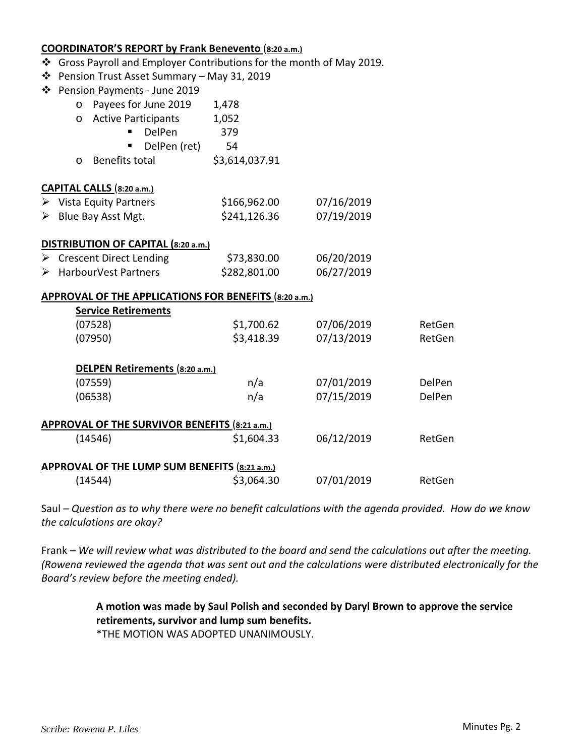**COORDINATOR'S REPORT by Frank Benevento** (**8:20 a.m.**)

- Gross Payroll and Employer Contributions for the month of May 2019.
- Pension Trust Asset Summary – May 31, 2019
- Pension Payments - June 2019
  - Payees for June 2019 1,478
  - Active Participants 1,052
    - DelPen 379
    - DelPen (ret) 54
  - Benefits total $3,614,037.91

**CAPITAL CALLS** (**8:20 a.m.**)

| | | |
|---|---|---|
| Vista Equity Partners | $166,962.00 | 07/16/2019 |
| Blue Bay Asst Mgt. | $241,126.36 | 07/19/2019 |

**DISTRIBUTION OF CAPITAL (8:20 a.m.)**

| | | |
|---|---|---|
| Crescent Direct Lending | $73,830.00 | 06/20/2019 |
| HarbourVest Partners | $282,801.00 | 06/27/2019 |

**APPROVAL OF THE APPLICATIONS FOR BENEFITS** (**8:20 a.m.**)

**Service Retirements**

| | | | |
|---|---|---|---|
| (07528) | $1,700.62 | 07/06/2019 | RetGen |
| (07950) | $3,418.39 | 07/13/2019 | RetGen |

**DELPEN Retirements** (**8:20 a.m.**)

| | | | |
|---|---|---|---|
| (07559) | n/a | 07/01/2019 | DelPen |
| (06538) | n/a | 07/15/2019 | DelPen |

**APPROVAL OF THE SURVIVOR BENEFITS** (**8:21 a.m.**)

| | | | |
|---|---|---|---|
| (14546) | $1,604.33 | 06/12/2019 | RetGen |

**APPROVAL OF THE LUMP SUM BENEFITS** (**8:21 a.m.**)

| | | | |
|---|---|---|---|
| (14544) | $3,064.30 | 07/01/2019 | RetGen |

Saul – *Question as to why there were no benefit calculations with the agenda provided. How do we know the calculations are okay?*

Frank – *We will review what was distributed to the board and send the calculations out after the meeting. (Rowena reviewed the agenda that was sent out and the calculations were distributed electronically for the Board's review before the meeting ended).*

**A motion was made by Saul Polish and seconded by Daryl Brown to approve the service retirements, survivor and lump sum benefits.**
*THE MOTION WAS ADOPTED UNANIMOUSLY.

Scribe: Rowena P. Liles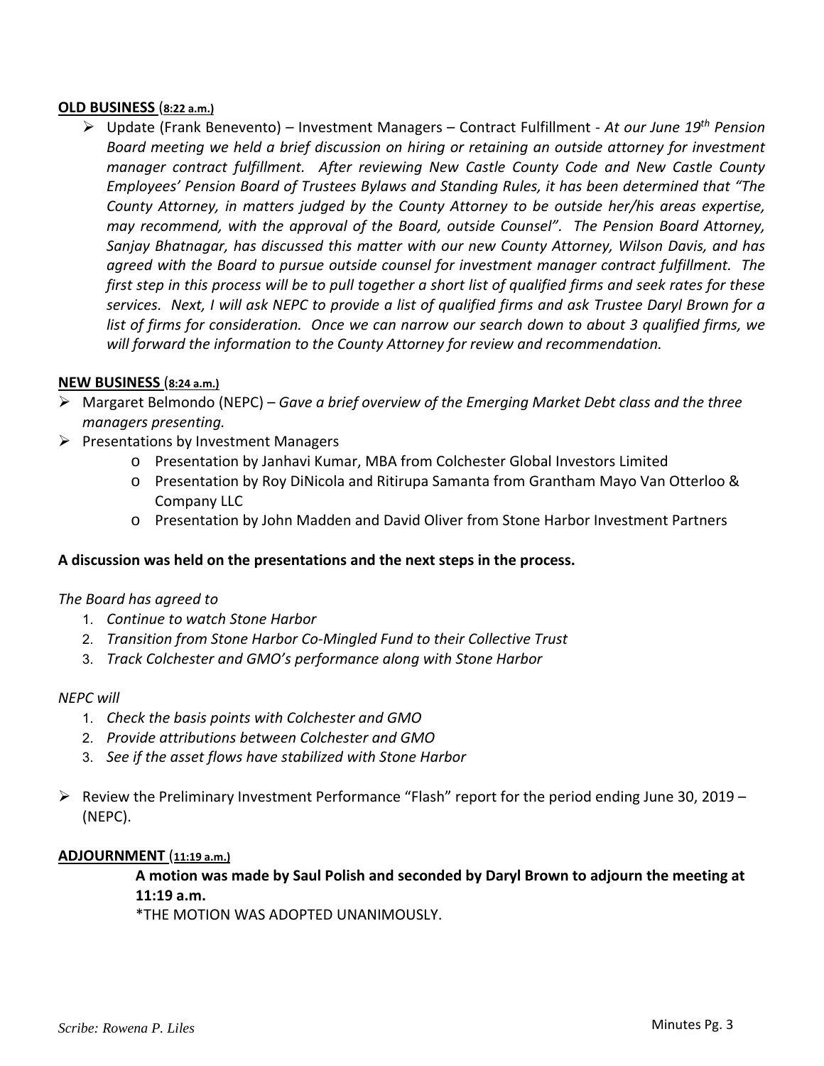**OLD BUSINESS** (**8:22 a.m.**)

- Update (Frank Benevento) – Investment Managers – Contract Fulfillment - *At our June 19th Pension Board meeting we held a brief discussion on hiring or retaining an outside attorney for investment manager contract fulfillment. After reviewing New Castle County Code and New Castle County Employees' Pension Board of Trustees Bylaws and Standing Rules, it has been determined that "The County Attorney, in matters judged by the County Attorney to be outside her/his areas expertise, may recommend, with the approval of the Board, outside Counsel". The Pension Board Attorney, Sanjay Bhatnagar, has discussed this matter with our new County Attorney, Wilson Davis, and has agreed with the Board to pursue outside counsel for investment manager contract fulfillment. The first step in this process will be to pull together a short list of qualified firms and seek rates for these services. Next, I will ask NEPC to provide a list of qualified firms and ask Trustee Daryl Brown for a list of firms for consideration. Once we can narrow our search down to about 3 qualified firms, we will forward the information to the County Attorney for review and recommendation.*

**NEW BUSINESS** (**8:24 a.m.**)

- Margaret Belmondo (NEPC) – *Gave a brief overview of the Emerging Market Debt class and the three managers presenting.*
- Presentations by Investment Managers
  - Presentation by Janhavi Kumar, MBA from Colchester Global Investors Limited
  - Presentation by Roy DiNicola and Ritirupa Samanta from Grantham Mayo Van Otterloo & Company LLC
  - Presentation by John Madden and David Oliver from Stone Harbor Investment Partners

**A discussion was held on the presentations and the next steps in the process.**

*The Board has agreed to*

1. *Continue to watch Stone Harbor*
2. *Transition from Stone Harbor Co-Mingled Fund to their Collective Trust*
3. *Track Colchester and GMO's performance along with Stone Harbor*

*NEPC will*

1. *Check the basis points with Colchester and GMO*
2. *Provide attributions between Colchester and GMO*
3. *See if the asset flows have stabilized with Stone Harbor*

- Review the Preliminary Investment Performance "Flash" report for the period ending June 30, 2019 – (NEPC).

**ADJOURNMENT** (**11:19 a.m.**)

**A motion was made by Saul Polish and seconded by Daryl Brown to adjourn the meeting at 11:19 a.m.**

*THE MOTION WAS ADOPTED UNANIMOUSLY.

*Scribe: Rowena P. Liles*